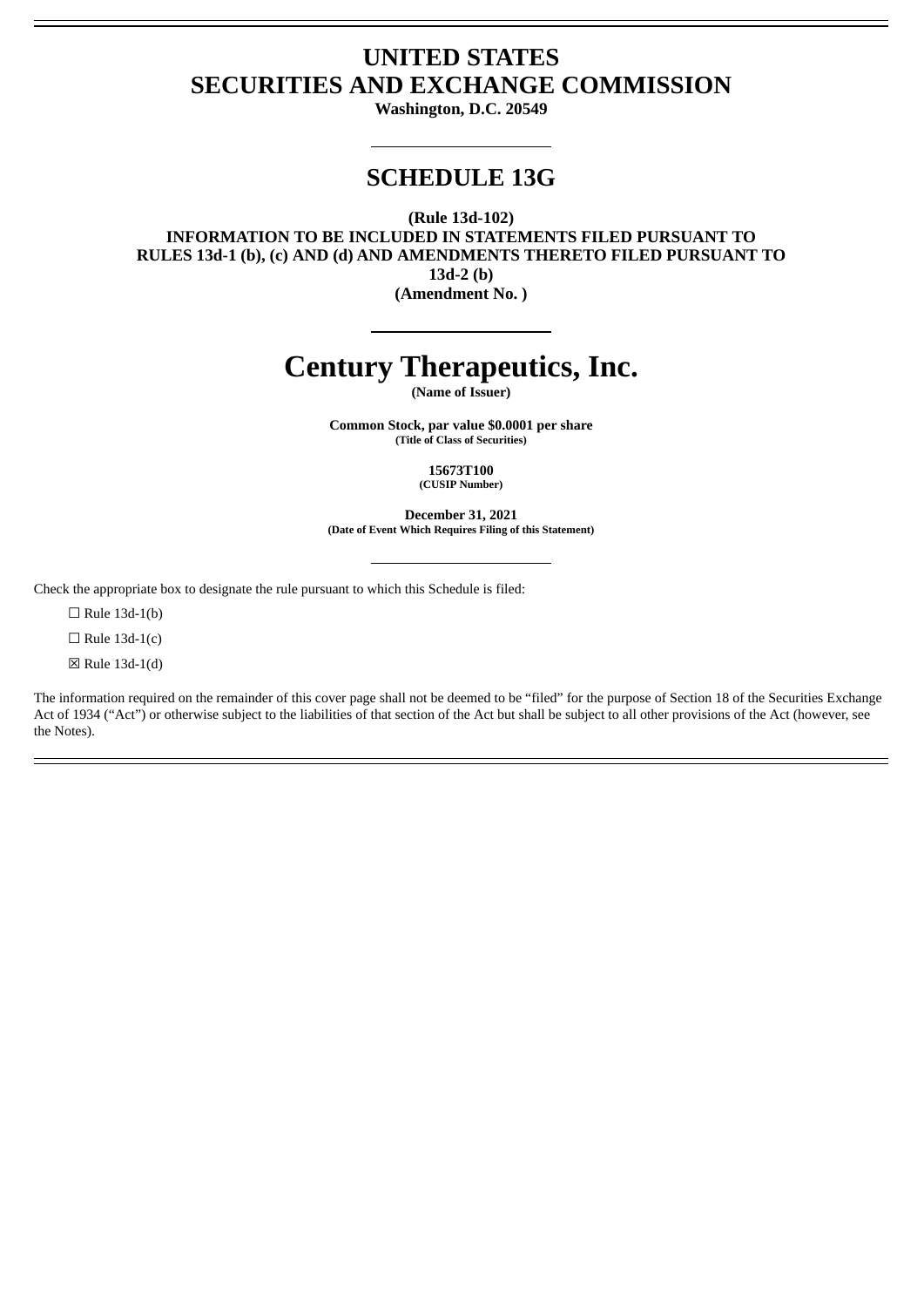# UNITED STATES
# SECURITIES AND EXCHANGE COMMISSION

**Washington, D.C. 20549**

## SCHEDULE 13G

**(Rule 13d-102)**
**INFORMATION TO BE INCLUDED IN STATEMENTS FILED PURSUANT TO RULES 13d-1 (b), (c) AND (d) AND AMENDMENTS THERETO FILED PURSUANT TO 13d-2 (b)**
**(Amendment No. )**

# Century Therapeutics, Inc.

**(Name of Issuer)**

**Common Stock, par value $0.0001 per share**
**(Title of Class of Securities)**

**15673T100**
**(CUSIP Number)**

**December 31, 2021**
**(Date of Event Which Requires Filing of this Statement)**

Check the appropriate box to designate the rule pursuant to which this Schedule is filed:

☐ Rule 13d-1(b)

☐ Rule 13d-1(c)

☒ Rule 13d-1(d)

The information required on the remainder of this cover page shall not be deemed to be "filed" for the purpose of Section 18 of the Securities Exchange Act of 1934 ("Act") or otherwise subject to the liabilities of that section of the Act but shall be subject to all other provisions of the Act (however, see the Notes).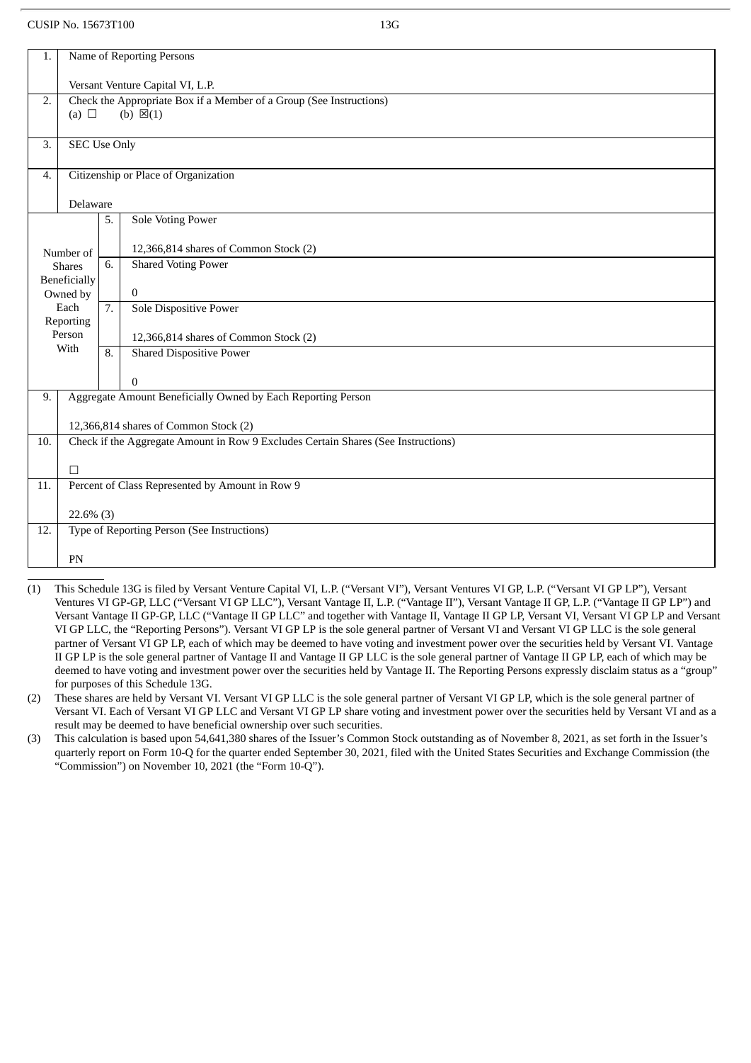CUSIP No. 15673T100 13G

| | | | |
|---|---|---|---|
| 1. | Name of Reporting Persons<br><br>Versant Venture Capital VI, L.P. | | |
| 2. | Check the Appropriate Box if a Member of a Group (See Instructions)<br>(a) ☐ (b) ☒(1) | | |
| 3. | SEC Use Only | | |
| 4. | Citizenship or Place of Organization<br><br>Delaware | | |
| Number of Shares Beneficially Owned by Each Reporting Person With | 5. | Sole Voting Power<br><br>12,366,814 shares of Common Stock (2) | |
| | 6. | Shared Voting Power<br><br>0 | |
| | 7. | Sole Dispositive Power<br><br>12,366,814 shares of Common Stock (2) | |
| | 8. | Shared Dispositive Power<br><br>0 | |
| 9. | Aggregate Amount Beneficially Owned by Each Reporting Person<br><br>12,366,814 shares of Common Stock (2) | | |
| 10. | Check if the Aggregate Amount in Row 9 Excludes Certain Shares (See Instructions)<br><br>☐ | | |
| 11. | Percent of Class Represented by Amount in Row 9<br><br>22.6% (3) | | |
| 12. | Type of Reporting Person (See Instructions)<br><br>PN | | |

(1) This Schedule 13G is filed by Versant Venture Capital VI, L.P. ("Versant VI"), Versant Ventures VI GP, L.P. ("Versant VI GP LP"), Versant Ventures VI GP-GP, LLC ("Versant VI GP LLC"), Versant Vantage II, L.P. ("Vantage II"), Versant Vantage II GP, L.P. ("Vantage II GP LP") and Versant Vantage II GP-GP, LLC ("Vantage II GP LLC" and together with Vantage II, Vantage II GP LP, Versant VI, Versant VI GP LP and Versant VI GP LLC, the "Reporting Persons"). Versant VI GP LP is the sole general partner of Versant VI and Versant VI GP LLC is the sole general partner of Versant VI GP LP, each of which may be deemed to have voting and investment power over the securities held by Versant VI. Vantage II GP LP is the sole general partner of Vantage II and Vantage II GP LLC is the sole general partner of Vantage II GP LP, each of which may be deemed to have voting and investment power over the securities held by Vantage II. The Reporting Persons expressly disclaim status as a "group" for purposes of this Schedule 13G.

(2) These shares are held by Versant VI. Versant VI GP LLC is the sole general partner of Versant VI GP LP, which is the sole general partner of Versant VI. Each of Versant VI GP LLC and Versant VI GP LP share voting and investment power over the securities held by Versant VI and as a result may be deemed to have beneficial ownership over such securities.

(3) This calculation is based upon 54,641,380 shares of the Issuer's Common Stock outstanding as of November 8, 2021, as set forth in the Issuer's quarterly report on Form 10-Q for the quarter ended September 30, 2021, filed with the United States Securities and Exchange Commission (the "Commission") on November 10, 2021 (the "Form 10-Q").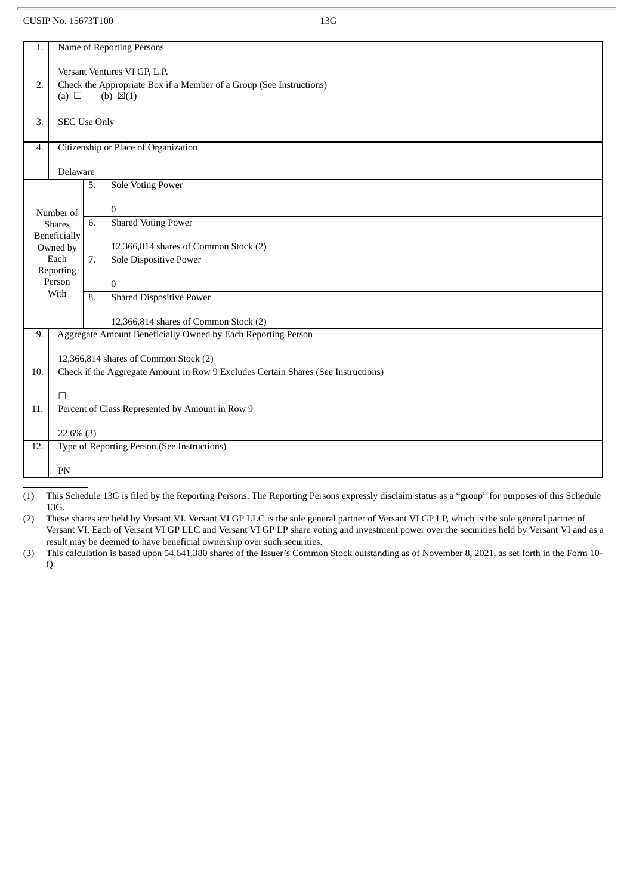CUSIP No. 15673T100 13G

| 1. | Name of Reporting Persons<br><br>Versant Ventures VI GP, L.P. | | |
|---|---|---|---|
| 2. | Check the Appropriate Box if a Member of a Group (See Instructions)<br>(a) ☐ (b) ☒(1) | | |
| 3. | SEC Use Only | | |
| 4. | Citizenship or Place of Organization<br><br>Delaware | | |
| Number of Shares Beneficially Owned by Each Reporting Person With | 5. | Sole Voting Power<br><br>0 | |
| | 6. | Shared Voting Power<br><br>12,366,814 shares of Common Stock (2) | |
| | 7. | Sole Dispositive Power<br><br>0 | |
| | 8. | Shared Dispositive Power<br><br>12,366,814 shares of Common Stock (2) | |
| 9. | Aggregate Amount Beneficially Owned by Each Reporting Person<br><br>12,366,814 shares of Common Stock (2) | | |
| 10. | Check if the Aggregate Amount in Row 9 Excludes Certain Shares (See Instructions)<br><br>☐ | | |
| 11. | Percent of Class Represented by Amount in Row 9<br><br>22.6% (3) | | |
| 12. | Type of Reporting Person (See Instructions)<br><br>PN | | |

(1) This Schedule 13G is filed by the Reporting Persons. The Reporting Persons expressly disclaim status as a "group" for purposes of this Schedule 13G.

(2) These shares are held by Versant VI. Versant VI GP LLC is the sole general partner of Versant VI GP LP, which is the sole general partner of Versant VI. Each of Versant VI GP LLC and Versant VI GP LP share voting and investment power over the securities held by Versant VI and as a result may be deemed to have beneficial ownership over such securities.

(3) This calculation is based upon 54,641,380 shares of the Issuer's Common Stock outstanding as of November 8, 2021, as set forth in the Form 10-Q.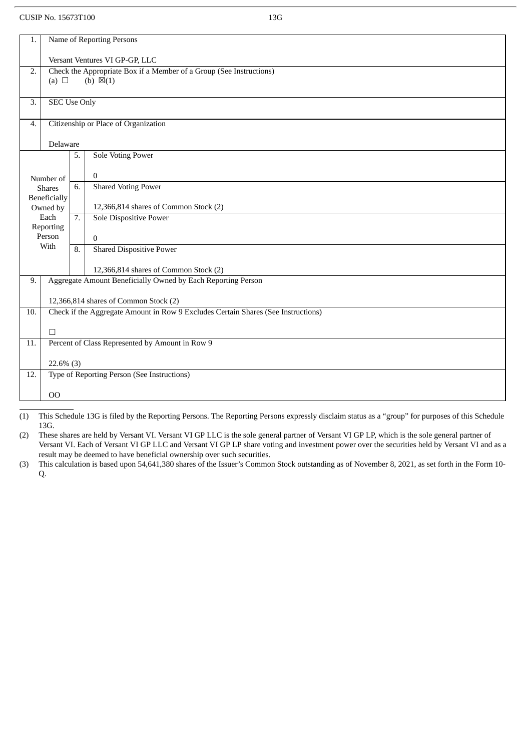CUSIP No. 15673T100 13G

| 1. | Name of Reporting Persons<br><br>Versant Ventures VI GP-GP, LLC | | |
|---|---|---|---|
| 2. | Check the Appropriate Box if a Member of a Group (See Instructions)<br>(a) ☐ (b) ☒(1) | | |
| 3. | SEC Use Only | | |
| 4. | Citizenship or Place of Organization<br><br>Delaware | | |
| Number of Shares Beneficially Owned by Each Reporting Person With | 5. | Sole Voting Power<br><br>0 | |
| | 6. | Shared Voting Power<br><br>12,366,814 shares of Common Stock (2) | |
| | 7. | Sole Dispositive Power<br><br>0 | |
| | 8. | Shared Dispositive Power<br><br>12,366,814 shares of Common Stock (2) | |
| 9. | Aggregate Amount Beneficially Owned by Each Reporting Person<br><br>12,366,814 shares of Common Stock (2) | | |
| 10. | Check if the Aggregate Amount in Row 9 Excludes Certain Shares (See Instructions)<br><br>☐ | | |
| 11. | Percent of Class Represented by Amount in Row 9<br><br>22.6% (3) | | |
| 12. | Type of Reporting Person (See Instructions)<br><br>OO | | |

(1) This Schedule 13G is filed by the Reporting Persons. The Reporting Persons expressly disclaim status as a "group" for purposes of this Schedule 13G.

(2) These shares are held by Versant VI. Versant VI GP LLC is the sole general partner of Versant VI GP LP, which is the sole general partner of Versant VI. Each of Versant VI GP LLC and Versant VI GP LP share voting and investment power over the securities held by Versant VI and as a result may be deemed to have beneficial ownership over such securities.

(3) This calculation is based upon 54,641,380 shares of the Issuer's Common Stock outstanding as of November 8, 2021, as set forth in the Form 10-Q.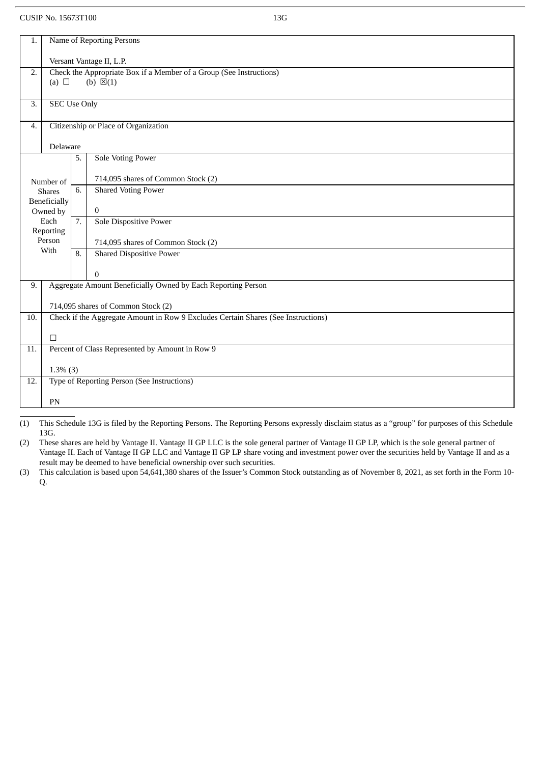CUSIP No. 15673T100 13G

| 1. | Name of Reporting Persons<br><br>Versant Vantage II, L.P. | | |
|---|---|---|---|
| 2. | Check the Appropriate Box if a Member of a Group (See Instructions)<br>(a) ☐ (b) ☒(1) | | |
| 3. | SEC Use Only | | |
| 4. | Citizenship or Place of Organization<br><br>Delaware | | |
| Number of Shares Beneficially Owned by Each Reporting Person With | 5. | Sole Voting Power<br><br>714,095 shares of Common Stock (2) | |
| | 6. | Shared Voting Power<br><br>0 | |
| | 7. | Sole Dispositive Power<br><br>714,095 shares of Common Stock (2) | |
| | 8. | Shared Dispositive Power<br><br>0 | |
| 9. | Aggregate Amount Beneficially Owned by Each Reporting Person<br><br>714,095 shares of Common Stock (2) | | |
| 10. | Check if the Aggregate Amount in Row 9 Excludes Certain Shares (See Instructions)<br><br>☐ | | |
| 11. | Percent of Class Represented by Amount in Row 9<br><br>1.3% (3) | | |
| 12. | Type of Reporting Person (See Instructions)<br><br>PN | | |

(1) This Schedule 13G is filed by the Reporting Persons. The Reporting Persons expressly disclaim status as a "group" for purposes of this Schedule 13G.

(2) These shares are held by Vantage II. Vantage II GP LLC is the sole general partner of Vantage II GP LP, which is the sole general partner of Vantage II. Each of Vantage II GP LLC and Vantage II GP LP share voting and investment power over the securities held by Vantage II and as a result may be deemed to have beneficial ownership over such securities.

(3) This calculation is based upon 54,641,380 shares of the Issuer's Common Stock outstanding as of November 8, 2021, as set forth in the Form 10-Q.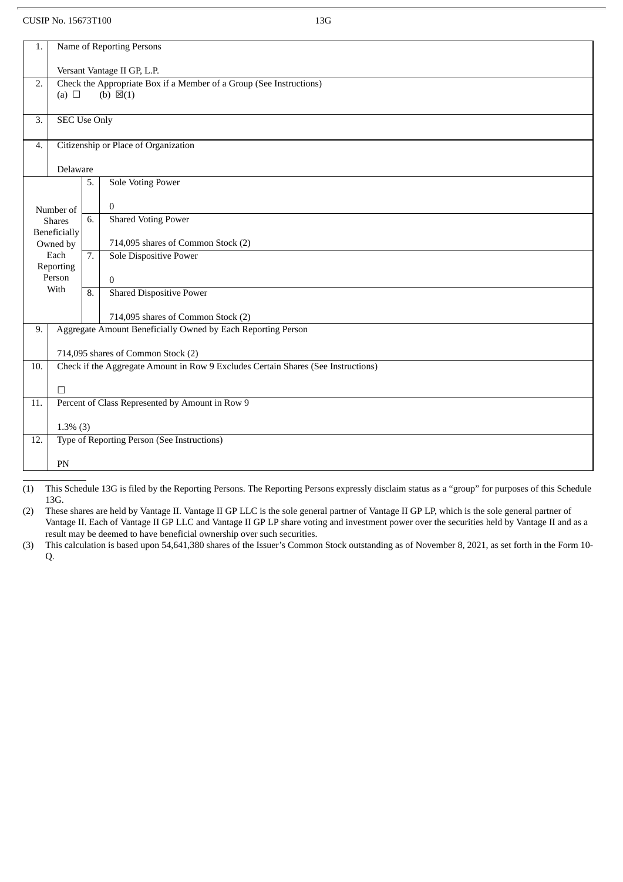CUSIP No. 15673T100 13G

| 1. | Name of Reporting Persons<br><br>Versant Vantage II GP, L.P. | |
|---|---|---|
| 2. | Check the Appropriate Box if a Member of a Group (See Instructions)<br>(a) ☐ (b) ☒(1) | |
| 3. | SEC Use Only | |
| 4. | Citizenship or Place of Organization<br><br>Delaware | |
| Number of Shares Beneficially Owned by Each Reporting Person With | 5. | Sole Voting Power<br><br>0 |
| | 6. | Shared Voting Power<br><br>714,095 shares of Common Stock (2) |
| | 7. | Sole Dispositive Power<br><br>0 |
| | 8. | Shared Dispositive Power<br><br>714,095 shares of Common Stock (2) |
| 9. | Aggregate Amount Beneficially Owned by Each Reporting Person<br><br>714,095 shares of Common Stock (2) | |
| 10. | Check if the Aggregate Amount in Row 9 Excludes Certain Shares (See Instructions)<br><br>☐ | |
| 11. | Percent of Class Represented by Amount in Row 9<br><br>1.3% (3) | |
| 12. | Type of Reporting Person (See Instructions)<br><br>PN | |

(1) This Schedule 13G is filed by the Reporting Persons. The Reporting Persons expressly disclaim status as a "group" for purposes of this Schedule 13G.

(2) These shares are held by Vantage II. Vantage II GP LLC is the sole general partner of Vantage II GP LP, which is the sole general partner of Vantage II. Each of Vantage II GP LLC and Vantage II GP LP share voting and investment power over the securities held by Vantage II and as a result may be deemed to have beneficial ownership over such securities.

(3) This calculation is based upon 54,641,380 shares of the Issuer's Common Stock outstanding as of November 8, 2021, as set forth in the Form 10-Q.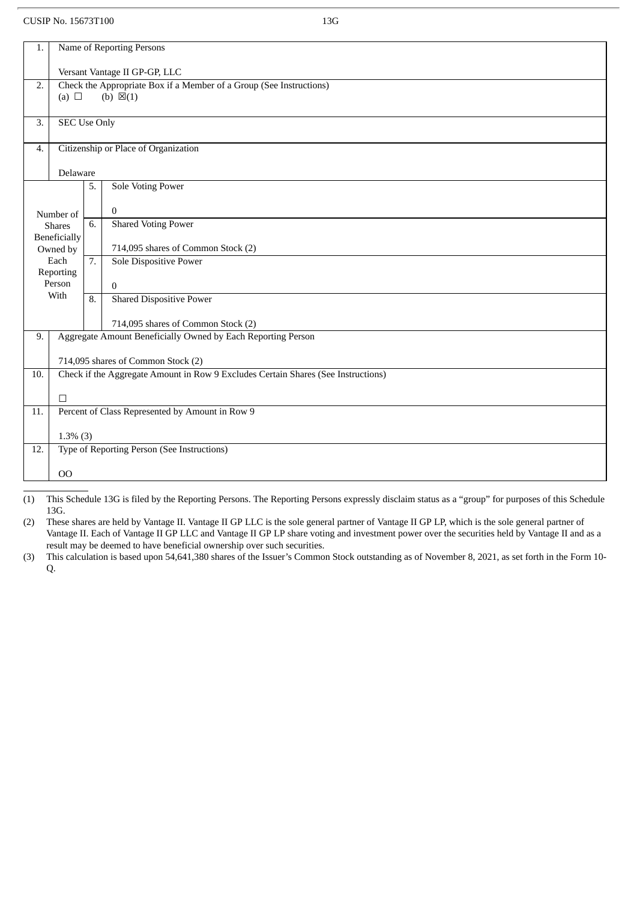CUSIP No. 15673T100 13G

| 1. | Name of Reporting Persons<br><br>Versant Vantage II GP-GP, LLC | | |
|---|---|---|---|
| 2. | Check the Appropriate Box if a Member of a Group (See Instructions)<br>(a) ☐ (b) ☒(1) | | |
| 3. | SEC Use Only | | |
| 4. | Citizenship or Place of Organization<br><br>Delaware | | |
| Number of Shares Beneficially Owned by Each Reporting Person With | 5. | Sole Voting Power<br><br>0 | |
| | 6. | Shared Voting Power<br><br>714,095 shares of Common Stock (2) | |
| | 7. | Sole Dispositive Power<br><br>0 | |
| | 8. | Shared Dispositive Power<br><br>714,095 shares of Common Stock (2) | |
| 9. | Aggregate Amount Beneficially Owned by Each Reporting Person<br><br>714,095 shares of Common Stock (2) | | |
| 10. | Check if the Aggregate Amount in Row 9 Excludes Certain Shares (See Instructions)<br><br>☐ | | |
| 11. | Percent of Class Represented by Amount in Row 9<br><br>1.3% (3) | | |
| 12. | Type of Reporting Person (See Instructions)<br><br>OO | | |

(1) This Schedule 13G is filed by the Reporting Persons. The Reporting Persons expressly disclaim status as a "group" for purposes of this Schedule 13G.

(2) These shares are held by Vantage II. Vantage II GP LLC is the sole general partner of Vantage II GP LP, which is the sole general partner of Vantage II. Each of Vantage II GP LLC and Vantage II GP LP share voting and investment power over the securities held by Vantage II and as a result may be deemed to have beneficial ownership over such securities.

(3) This calculation is based upon 54,641,380 shares of the Issuer's Common Stock outstanding as of November 8, 2021, as set forth in the Form 10-Q.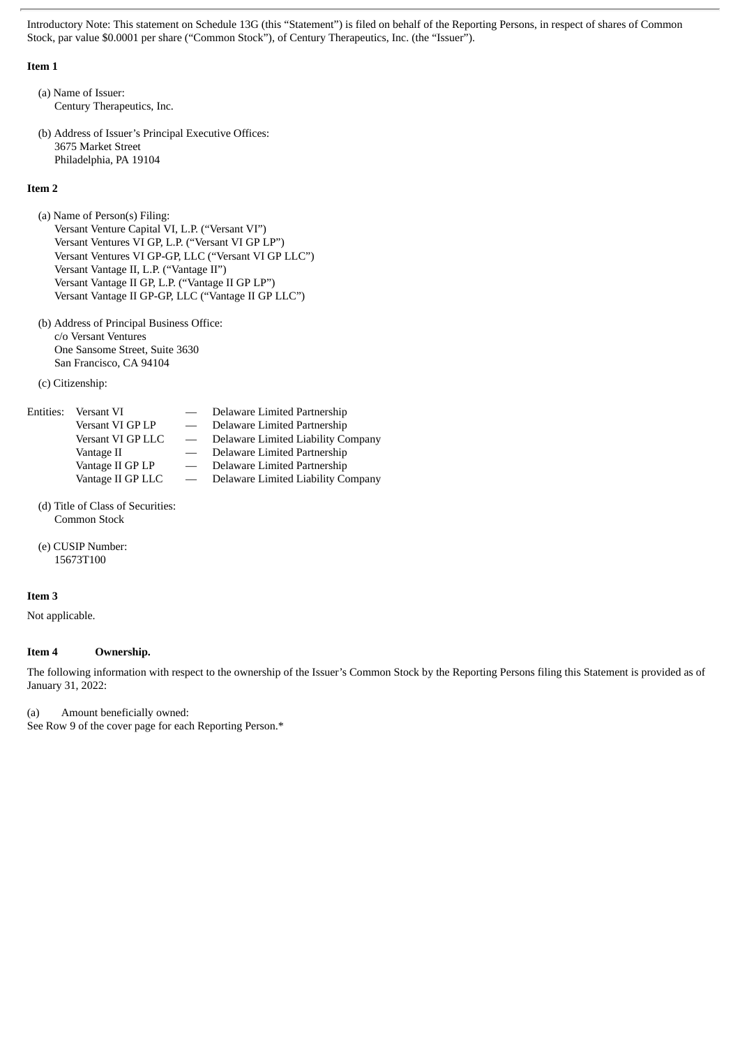Introductory Note: This statement on Schedule 13G (this "Statement") is filed on behalf of the Reporting Persons, in respect of shares of Common Stock, par value $0.0001 per share ("Common Stock"), of Century Therapeutics, Inc. (the "Issuer").

**Item 1**

(a) Name of Issuer:
Century Therapeutics, Inc.

(b) Address of Issuer's Principal Executive Offices:
3675 Market Street
Philadelphia, PA 19104

**Item 2**

(a) Name of Person(s) Filing:
Versant Venture Capital VI, L.P. ("Versant VI")
Versant Ventures VI GP, L.P. ("Versant VI GP LP")
Versant Ventures VI GP-GP, LLC ("Versant VI GP LLC")
Versant Vantage II, L.P. ("Vantage II")
Versant Vantage II GP, L.P. ("Vantage II GP LP")
Versant Vantage II GP-GP, LLC ("Vantage II GP LLC")

(b) Address of Principal Business Office:
c/o Versant Ventures
One Sansome Street, Suite 3630
San Francisco, CA 94104

(c) Citizenship:

| Entities: | | | |
|---|---|---|---|
| | Versant VI | — | Delaware Limited Partnership |
| | Versant VI GP LP | — | Delaware Limited Partnership |
| | Versant VI GP LLC | — | Delaware Limited Liability Company |
| | Vantage II | — | Delaware Limited Partnership |
| | Vantage II GP LP | — | Delaware Limited Partnership |
| | Vantage II GP LLC | — | Delaware Limited Liability Company |

(d) Title of Class of Securities:
Common Stock

(e) CUSIP Number:
15673T100

**Item 3**

Not applicable.

**Item 4 Ownership.**

The following information with respect to the ownership of the Issuer's Common Stock by the Reporting Persons filing this Statement is provided as of January 31, 2022:

(a) Amount beneficially owned:
See Row 9 of the cover page for each Reporting Person.*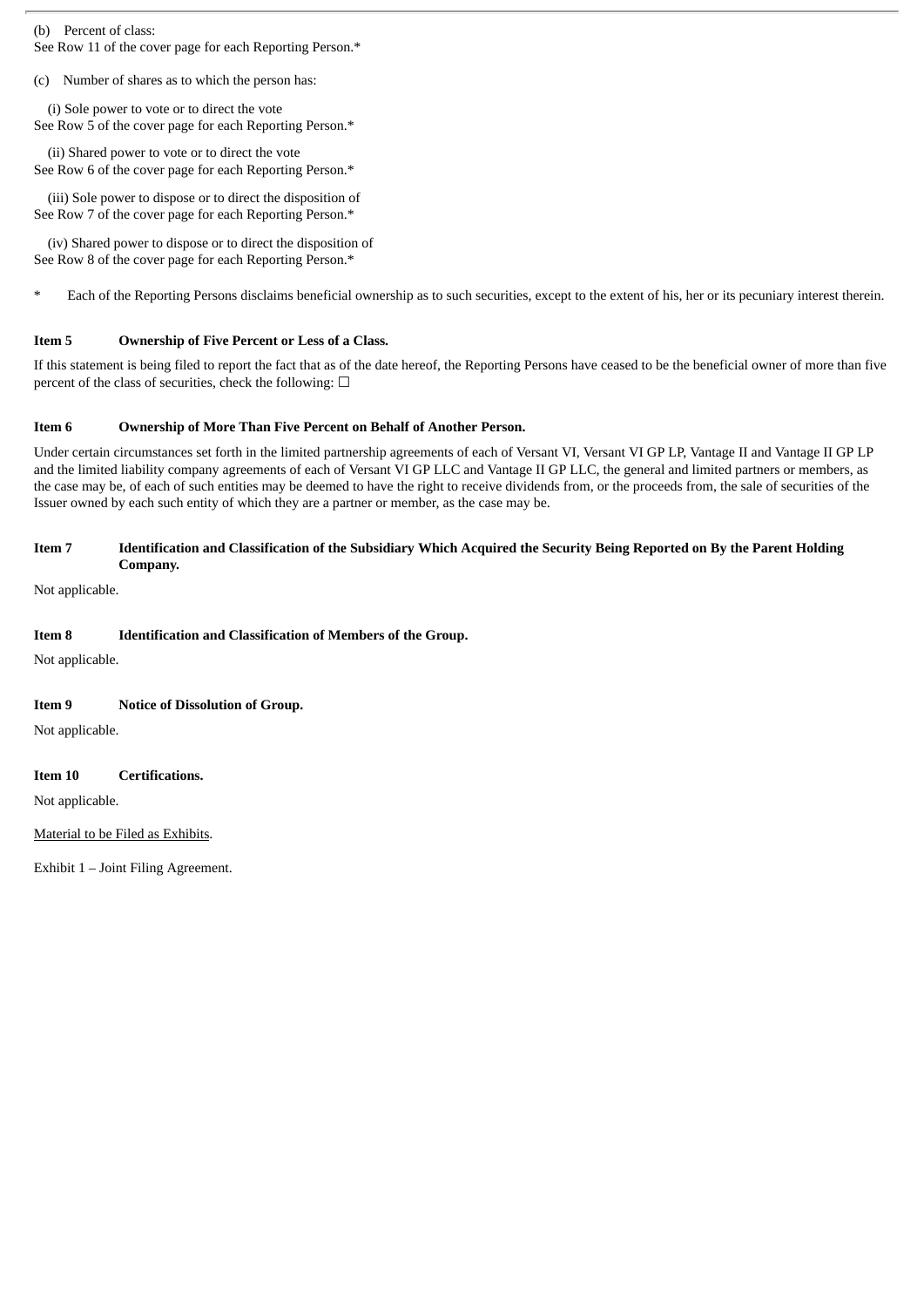(b) Percent of class:
See Row 11 of the cover page for each Reporting Person.*

(c) Number of shares as to which the person has:

(i) Sole power to vote or to direct the vote
See Row 5 of the cover page for each Reporting Person.*

(ii) Shared power to vote or to direct the vote
See Row 6 of the cover page for each Reporting Person.*

(iii) Sole power to dispose or to direct the disposition of
See Row 7 of the cover page for each Reporting Person.*

(iv) Shared power to dispose or to direct the disposition of
See Row 8 of the cover page for each Reporting Person.*

\* Each of the Reporting Persons disclaims beneficial ownership as to such securities, except to the extent of his, her or its pecuniary interest therein.

**Item 5 Ownership of Five Percent or Less of a Class.**

If this statement is being filed to report the fact that as of the date hereof, the Reporting Persons have ceased to be the beneficial owner of more than five percent of the class of securities, check the following: ☐

**Item 6 Ownership of More Than Five Percent on Behalf of Another Person.**

Under certain circumstances set forth in the limited partnership agreements of each of Versant VI, Versant VI GP LP, Vantage II and Vantage II GP LP and the limited liability company agreements of each of Versant VI GP LLC and Vantage II GP LLC, the general and limited partners or members, as the case may be, of each of such entities may be deemed to have the right to receive dividends from, or the proceeds from, the sale of securities of the Issuer owned by each such entity of which they are a partner or member, as the case may be.

**Item 7 Identification and Classification of the Subsidiary Which Acquired the Security Being Reported on By the Parent Holding Company.**

Not applicable.

**Item 8 Identification and Classification of Members of the Group.**

Not applicable.

**Item 9 Notice of Dissolution of Group.**

Not applicable.

**Item 10 Certifications.**

Not applicable.

Material to be Filed as Exhibits.

Exhibit 1 – Joint Filing Agreement.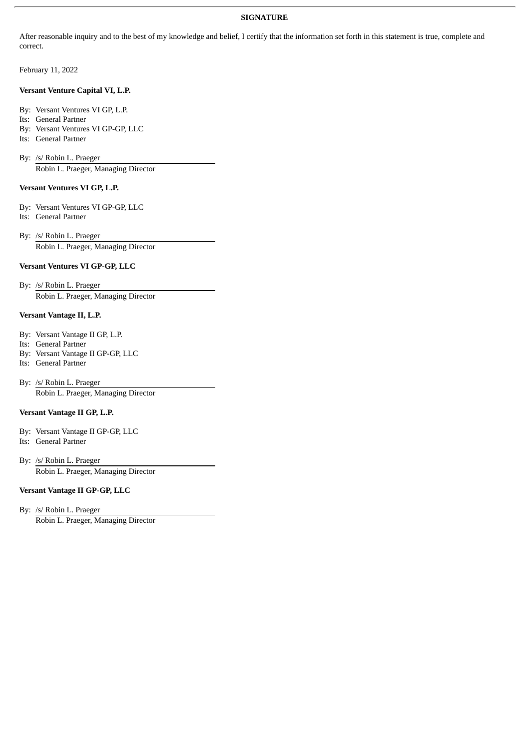## SIGNATURE

After reasonable inquiry and to the best of my knowledge and belief, I certify that the information set forth in this statement is true, complete and correct.

February 11, 2022

**Versant Venture Capital VI, L.P.**

By: Versant Ventures VI GP, L.P.
Its: General Partner
By: Versant Ventures VI GP-GP, LLC
Its: General Partner

By: /s/ Robin L. Praeger
Robin L. Praeger, Managing Director

**Versant Ventures VI GP, L.P.**

By: Versant Ventures VI GP-GP, LLC
Its: General Partner

By: /s/ Robin L. Praeger
Robin L. Praeger, Managing Director

**Versant Ventures VI GP-GP, LLC**

By: /s/ Robin L. Praeger
Robin L. Praeger, Managing Director

**Versant Vantage II, L.P.**

By: Versant Vantage II GP, L.P.
Its: General Partner
By: Versant Vantage II GP-GP, LLC
Its: General Partner

By: /s/ Robin L. Praeger
Robin L. Praeger, Managing Director

**Versant Vantage II GP, L.P.**

By: Versant Vantage II GP-GP, LLC
Its: General Partner

By: /s/ Robin L. Praeger
Robin L. Praeger, Managing Director

**Versant Vantage II GP-GP, LLC**

By: /s/ Robin L. Praeger
Robin L. Praeger, Managing Director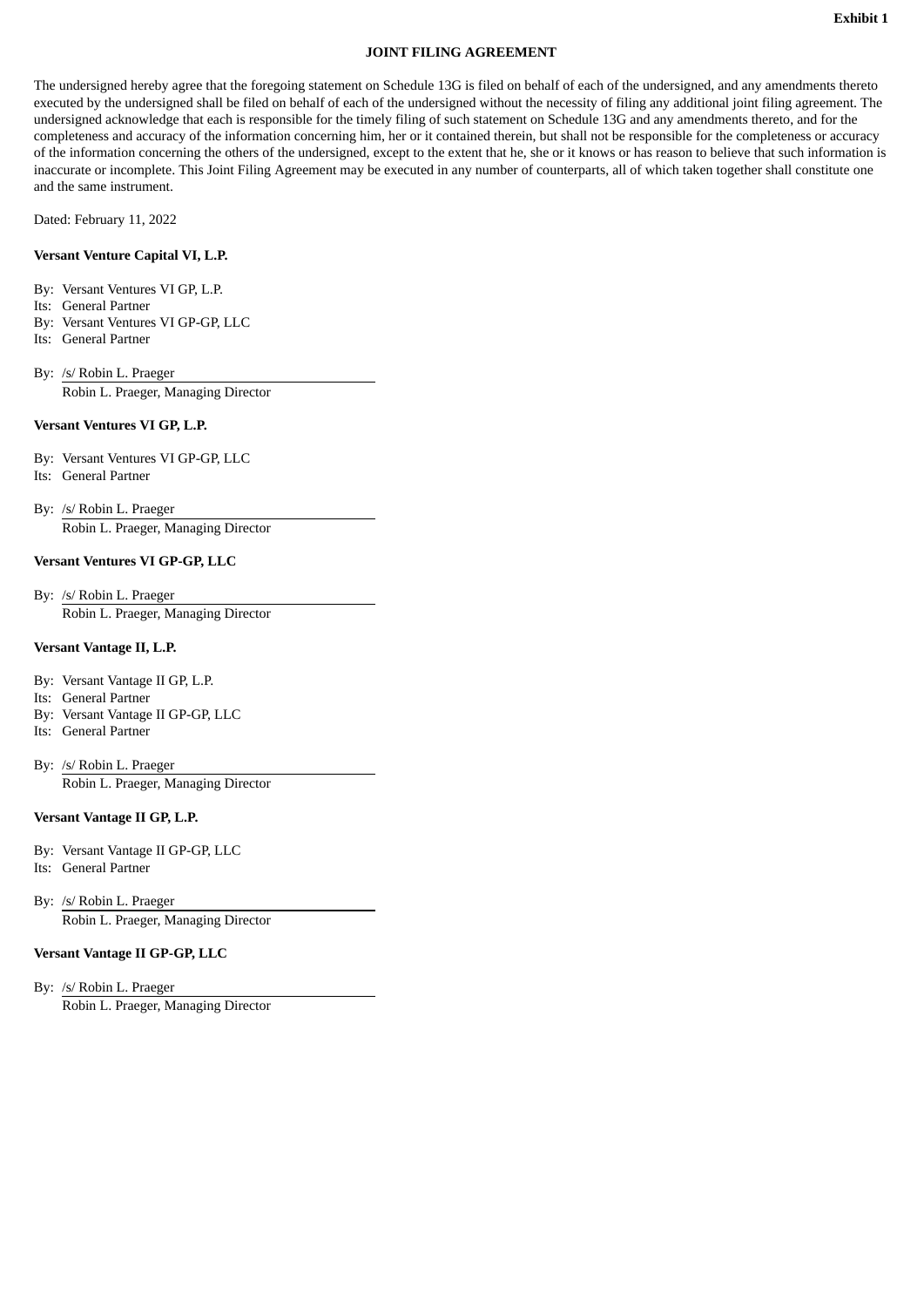**Exhibit 1**

**JOINT FILING AGREEMENT**

The undersigned hereby agree that the foregoing statement on Schedule 13G is filed on behalf of each of the undersigned, and any amendments thereto executed by the undersigned shall be filed on behalf of each of the undersigned without the necessity of filing any additional joint filing agreement. The undersigned acknowledge that each is responsible for the timely filing of such statement on Schedule 13G and any amendments thereto, and for the completeness and accuracy of the information concerning him, her or it contained therein, but shall not be responsible for the completeness or accuracy of the information concerning the others of the undersigned, except to the extent that he, she or it knows or has reason to believe that such information is inaccurate or incomplete. This Joint Filing Agreement may be executed in any number of counterparts, all of which taken together shall constitute one and the same instrument.

Dated: February 11, 2022

**Versant Venture Capital VI, L.P.**

By: Versant Ventures VI GP, L.P.
Its: General Partner
By: Versant Ventures VI GP-GP, LLC
Its: General Partner

By: /s/ Robin L. Praeger
Robin L. Praeger, Managing Director

**Versant Ventures VI GP, L.P.**

By: Versant Ventures VI GP-GP, LLC
Its: General Partner

By: /s/ Robin L. Praeger
Robin L. Praeger, Managing Director

**Versant Ventures VI GP-GP, LLC**

By: /s/ Robin L. Praeger
Robin L. Praeger, Managing Director

**Versant Vantage II, L.P.**

By: Versant Vantage II GP, L.P.
Its: General Partner
By: Versant Vantage II GP-GP, LLC
Its: General Partner

By: /s/ Robin L. Praeger
Robin L. Praeger, Managing Director

**Versant Vantage II GP, L.P.**

By: Versant Vantage II GP-GP, LLC
Its: General Partner

By: /s/ Robin L. Praeger
Robin L. Praeger, Managing Director

**Versant Vantage II GP-GP, LLC**

By: /s/ Robin L. Praeger
Robin L. Praeger, Managing Director